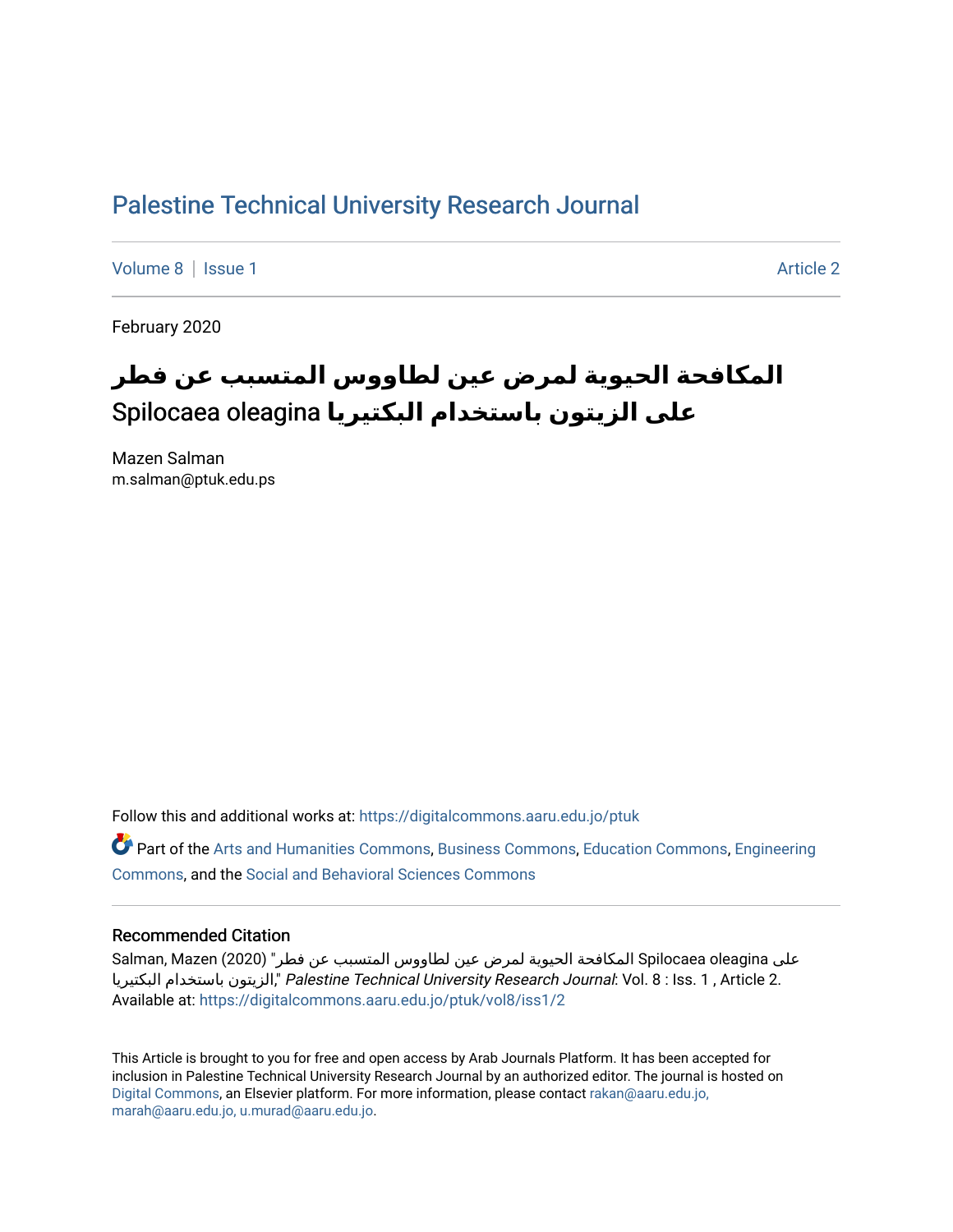# Palestine Technical University Research Journal

Volume 8 | Issue 1 Article 2

February 2020

## المكافحة الحيوية لمرض عين لطاووس المتسبب عن فطر Spilocaea oleagina على الزيتون باستخدام البكتيريا

Mazen Salman
m.salman@ptuk.edu.ps

Follow this and additional works at: https://digitalcommons.aaru.edu.jo/ptuk

Part of the Arts and Humanities Commons, Business Commons, Education Commons, Engineering Commons, and the Social and Behavioral Sciences Commons

### Recommended Citation

Salman, Mazen (2020) "المكافحة الحيوية لمرض عين لطاووس المتسبب عن فطر Spilocaea oleagina على الزيتون باستخدام البكتيريا," *Palestine Technical University Research Journal*: Vol. 8 : Iss. 1 , Article 2.
Available at: https://digitalcommons.aaru.edu.jo/ptuk/vol8/iss1/2

This Article is brought to you for free and open access by Arab Journals Platform. It has been accepted for inclusion in Palestine Technical University Research Journal by an authorized editor. The journal is hosted on Digital Commons, an Elsevier platform. For more information, please contact rakan@aaru.edu.jo, marah@aaru.edu.jo, u.murad@aaru.edu.jo.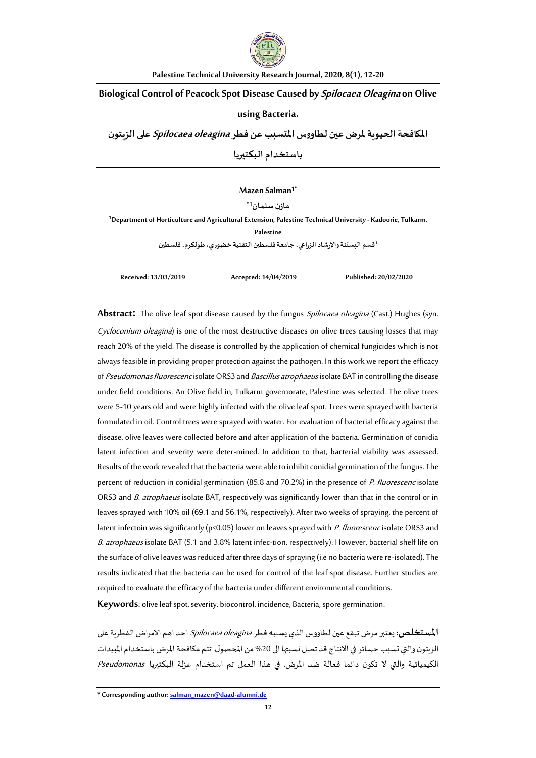# Biological Control of Peacock Spot Disease Caused by *Spilocaea Oleagina* on Olive using Bacteria.

# المكافحة الحيوية لمرض عين لطاووس المتسبب عن فطر *Spilocaea oleagina* على الزيتون باستخدام البكتيريا

**Mazen Salman[1*]**

**مازن سلمان[1*]**

**[1]Department of Horticulture and Agricultural Extension, Palestine Technical University - Kadoorie, Tulkarm, Palestine**

**[1]قسم البستنة والإرشاد الزراعي، جامعة فلسطين التقنية خضوري، طولكرم، فلسطين**

**Received: 13/03/2019** **Accepted: 14/04/2019** **Published: 20/02/2020**

**Abstract:** The olive leaf spot disease caused by the fungus *Spilocaea oleagina* (Cast.) Hughes (syn. *Cycloconium oleagina*) is one of the most destructive diseases on olive trees causing losses that may reach 20% of the yield. The disease is controlled by the application of chemical fungicides which is not always feasible in providing proper protection against the pathogen. In this work we report the efficacy of *Pseudomonas fluorescenc* isolate ORS3 and *Bascillus atrophaeus* isolate BAT in controlling the disease under field conditions. An Olive field in, Tulkarm governorate, Palestine was selected. The olive trees were 5-10 years old and were highly infected with the olive leaf spot. Trees were sprayed with bacteria formulated in oil. Control trees were sprayed with water. For evaluation of bacterial efficacy against the disease, olive leaves were collected before and after application of the bacteria. Germination of conidia latent infection and severity were deter-mined. In addition to that, bacterial viability was assessed. Results of the work revealed that the bacteria were able to inhibit conidial germination of the fungus. The percent of reduction in conidial germination (85.8 and 70.2%) in the presence of *P. fluorescenc* isolate ORS3 and *B. atrophaeus* isolate BAT, respectively was significantly lower than that in the control or in leaves sprayed with 10% oil (69.1 and 56.1%, respectively). After two weeks of spraying, the percent of latent infectoin was significantly ($p<0.05$) lower on leaves sprayed with *P. fluorescenc* isolate ORS3 and *B. atrophaeus* isolate BAT (5.1 and 3.8% latent infec-tion, respectively). However, bacterial shelf life on the surface of olive leaves was reduced after three days of spraying (i.e no bacteria were re-isolated). The results indicated that the bacteria can be used for control of the leaf spot disease. Further studies are required to evaluate the efficacy of the bacteria under different environmental conditions.

**Keywords:** olive leaf spot, severity, biocontrol, incidence, Bacteria, spore germination.

**المستخلص:** يعتبر مرض تبقع عين لطاووس الذي يسببه فطر *Spilocaea oleagina* احد اهم الامراض الفطرية على الزيتون والتي تسبب حسائر في الانتاج قد تصل نسبتها الى 20% من المحصول. تتم مكافحة المرض باستخدام المبيدات الكيميائية والتي لا تكون دائما فعالة ضد المرض. في هذا العمل تم استخدام عزلة البكتيريا *Pseudomonas*

\* Corresponding author: salman_mazen@daad-alumni.de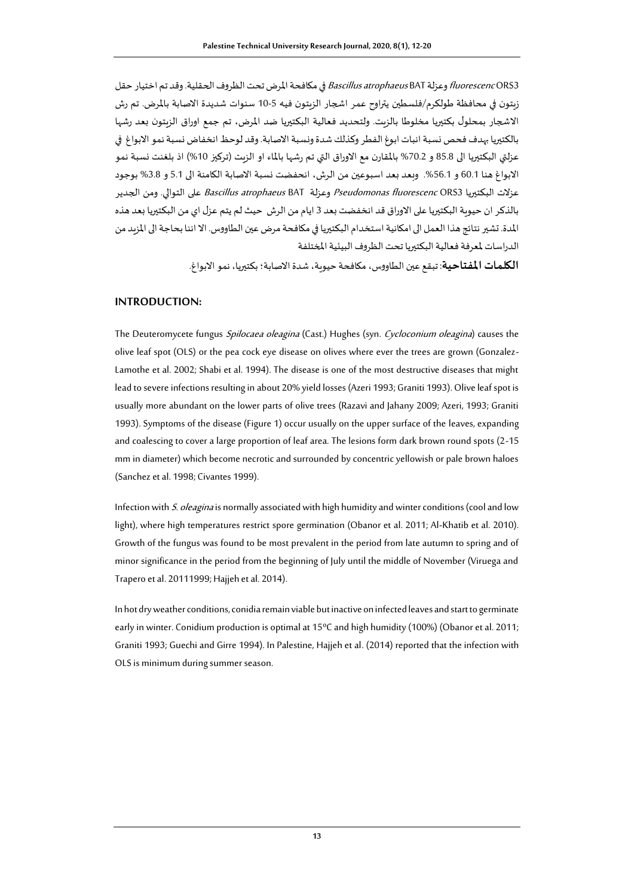وعزلة *fluorescenc* ORS3 BAT *Bascillus atrophaeus* في مكافحة المرض تحت الظروف الحقلية. وقد تم اختيار حقل زيتون في محافظة طولكرم/فلسطين يتراوح عمر اشجار الزيتون فيه 5-10 سنوات شديدة الاصابة بالمرض. تم رش الاشجار بمحلول بكتيريا مخلوطا بالزيت. ولتحديد فعالية البكتيريا ضد المرض، تم جمع اوراق الزيتون بعد رشها بالبكتيريا بهدف فحص نسبة انبات ابوغ الفطر وكذلك شدة ونسبة الاصابة. وقد لوحظ انخفاض نسبة نمو الابواغ في عزلتي البكتيريا الى 85.8 و 70.2% بالمقارن مع الاوراق التي تم رشها بالماء او الزيت (تركيز 10%) اذ بلغت نسبة نمو الابواغ هنا 60.1 و 56.1%. وبعد بعد اسبوعين من الرش، انخفضت نسبة الاصابة الكامنة الى 5.1 و 3.8% بوجود عزلات البكتيريا *Pseudomonas fluorescenc* ORS3 وعزلة *Bascillus atrophaeus* BAT على التوالي. ومن الجدير بالذكر ان حيوية البكتيريا على الاوراق قد انخفضت بعد 3 ايام من الرش حيث لم يتم عزل اي من البكتيريا بعد هذه المدة. تشير نتائج هذا العمل الى امكانية استخدام البكتيريا في مكافحة مرض عين الطاووس. الا اننا بحاجة الى المزيد من الدراسات لمعرفة فعالية البكتيريا تحت الظروف البيئية المختلفة

**الكلمات المفتاحية**: تبقع عين الطاووس، مكافحة حيوية، شدة الاصابة؛ بكتيريا، نمو الابواغ.

## INTRODUCTION:

The Deuteromycete fungus *Spilocaea oleagina* (Cast.) Hughes (syn. *Cycloconium oleagina*) causes the olive leaf spot (OLS) or the pea cock eye disease on olives where ever the trees are grown (Gonzalez-Lamothe et al. 2002; Shabi et al. 1994). The disease is one of the most destructive diseases that might lead to severe infections resulting in about 20% yield losses (Azeri 1993; Graniti 1993). Olive leaf spot is usually more abundant on the lower parts of olive trees (Razavi and Jahany 2009; Azeri, 1993; Graniti 1993). Symptoms of the disease (Figure 1) occur usually on the upper surface of the leaves, expanding and coalescing to cover a large proportion of leaf area. The lesions form dark brown round spots (2-15 mm in diameter) which become necrotic and surrounded by concentric yellowish or pale brown haloes (Sanchez et al. 1998; Civantes 1999).

Infection with *S. oleagina* is normally associated with high humidity and winter conditions (cool and low light), where high temperatures restrict spore germination (Obanor et al. 2011; Al-Khatib et al. 2010). Growth of the fungus was found to be most prevalent in the period from late autumn to spring and of minor significance in the period from the beginning of July until the middle of November (Viruega and Trapero et al. 20111999; Hajjeh et al. 2014).

In hot dry weather conditions, conidia remain viable but inactive on infected leaves and start to germinate early in winter. Conidium production is optimal at 15°C and high humidity (100%) (Obanor et al. 2011; Graniti 1993; Guechi and Girre 1994). In Palestine, Hajjeh et al. (2014) reported that the infection with OLS is minimum during summer season.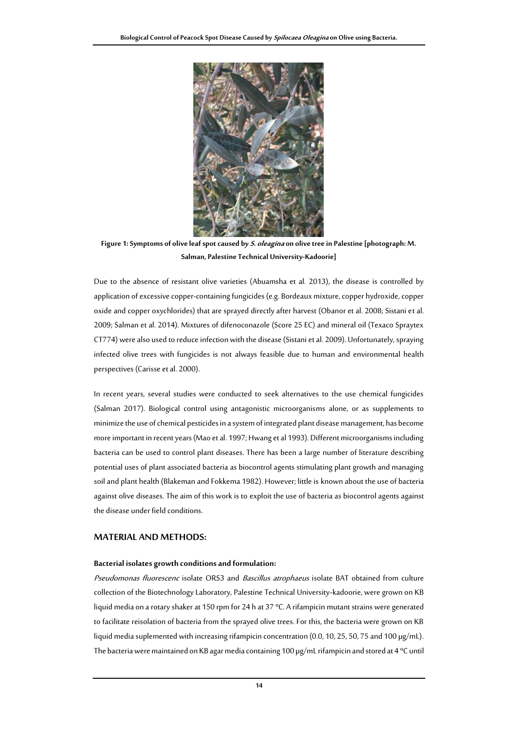**Figure 1: Symptoms of olive leaf spot caused by *S. oleagina* on olive tree in Palestine [photograph: M. Salman, Palestine Technical University-Kadoorie]**

Due to the absence of resistant olive varieties (Abuamsha et al. 2013), the disease is controlled by application of excessive copper-containing fungicides (e.g. Bordeaux mixture, copper hydroxide, copper oxide and copper oxychlorides) that are sprayed directly after harvest (Obanor et al. 2008; Sistani et al. 2009; Salman et al. 2014). Mixtures of difenoconazole (Score 25 EC) and mineral oil (Texaco Spraytex CT774) were also used to reduce infection with the disease (Sistani et al. 2009). Unfortunately, spraying infected olive trees with fungicides is not always feasible due to human and environmental health perspectives (Carisse et al. 2000).

In recent years, several studies were conducted to seek alternatives to the use chemical fungicides (Salman 2017). Biological control using antagonistic microorganisms alone, or as supplements to minimize the use of chemical pesticides in a system of integrated plant disease management, has become more important in recent years (Mao et al. 1997; Hwang et al 1993). Different microorganisms including bacteria can be used to control plant diseases. There has been a large number of literature describing potential uses of plant associated bacteria as biocontrol agents stimulating plant growth and managing soil and plant health (Blakeman and Fokkema 1982). However; little is known about the use of bacteria against olive diseases. The aim of this work is to exploit the use of bacteria as biocontrol agents against the disease under field conditions.

## MATERIAL AND METHODS:

**Bacterial isolates growth conditions and formulation:**

*Pseudomonas fluorescenc* isolate ORS3 and *Bascillus atrophaeus* isolate BAT obtained from culture collection of the Biotechnology Laboratory, Palestine Technical University-kadoorie, were grown on KB liquid media on a rotary shaker at 150 rpm for 24 h at 37 ºC. A rifampicin mutant strains were generated to facilitate reisolation of bacteria from the sprayed olive trees. For this, the bacteria were grown on KB liquid media suplemented with increasing rifampicin concentration (0.0, 10, 25, 50, 75 and 100 µg/mL). The bacteria were maintained on KB agar media containing 100 µg/mL rifampicin and stored at 4 ºC until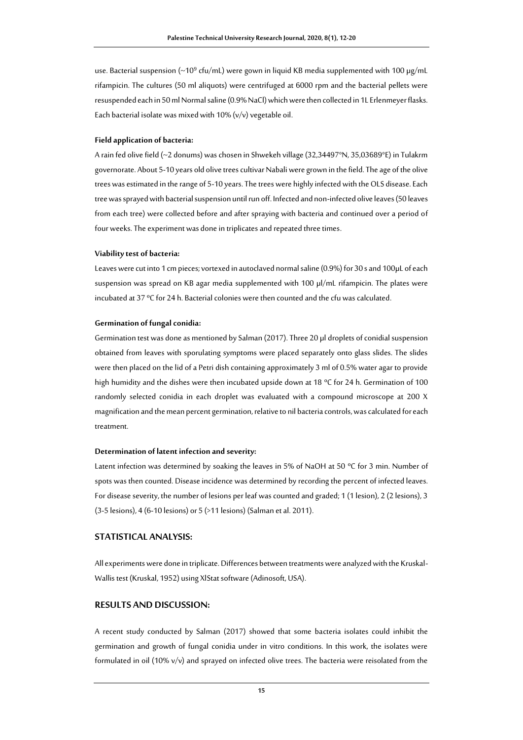use. Bacterial suspension (~$10^9$ cfu/mL) were gown in liquid KB media supplemented with 100 µg/mL rifampicin. The cultures (50 ml aliquots) were centrifuged at 6000 rpm and the bacterial pellets were resuspended each in 50 ml Normal saline (0.9% NaCl) which were then collected in 1L Erlenmeyer flasks. Each bacterial isolate was mixed with 10% (v/v) vegetable oil.

**Field application of bacteria:**

A rain fed olive field (~2 donums) was chosen in Shwekeh village (32,34497°N, 35,03689°E) in Tulakrm governorate. About 5-10 years old olive trees cultivar Nabali were grown in the field. The age of the olive trees was estimated in the range of 5-10 years. The trees were highly infected with the OLS disease. Each tree was sprayed with bacterial suspension until run off. Infected and non-infected olive leaves (50 leaves from each tree) were collected before and after spraying with bacteria and continued over a period of four weeks. The experiment was done in triplicates and repeated three times.

**Viability test of bacteria:**

Leaves were cut into 1 cm pieces; vortexed in autoclaved normal saline (0.9%) for 30 s and 100µL of each suspension was spread on KB agar media supplemented with 100 µl/mL rifampicin. The plates were incubated at 37 ºC for 24 h. Bacterial colonies were then counted and the cfu was calculated.

**Germination of fungal conidia:**

Germination test was done as mentioned by Salman (2017). Three 20 µl droplets of conidial suspension obtained from leaves with sporulating symptoms were placed separately onto glass slides. The slides were then placed on the lid of a Petri dish containing approximately 3 ml of 0.5% water agar to provide high humidity and the dishes were then incubated upside down at 18 ºC for 24 h. Germination of 100 randomly selected conidia in each droplet was evaluated with a compound microscope at 200 X magnification and the mean percent germination, relative to nil bacteria controls, was calculated for each treatment.

**Determination of latent infection and severity:**

Latent infection was determined by soaking the leaves in 5% of NaOH at 50 ºC for 3 min. Number of spots was then counted. Disease incidence was determined by recording the percent of infected leaves. For disease severity, the number of lesions per leaf was counted and graded; 1 (1 lesion), 2 (2 lesions), 3 (3-5 lesions), 4 (6-10 lesions) or 5 (>11 lesions) (Salman et al. 2011).

## STATISTICAL ANALYSIS:

All experiments were done in triplicate. Differences between treatments were analyzed with the Kruskal-Wallis test (Kruskal, 1952) using XlStat software (Adinosoft, USA).

## RESULTS AND DISCUSSION:

A recent study conducted by Salman (2017) showed that some bacteria isolates could inhibit the germination and growth of fungal conidia under in vitro conditions. In this work, the isolates were formulated in oil (10% v/v) and sprayed on infected olive trees. The bacteria were reisolated from the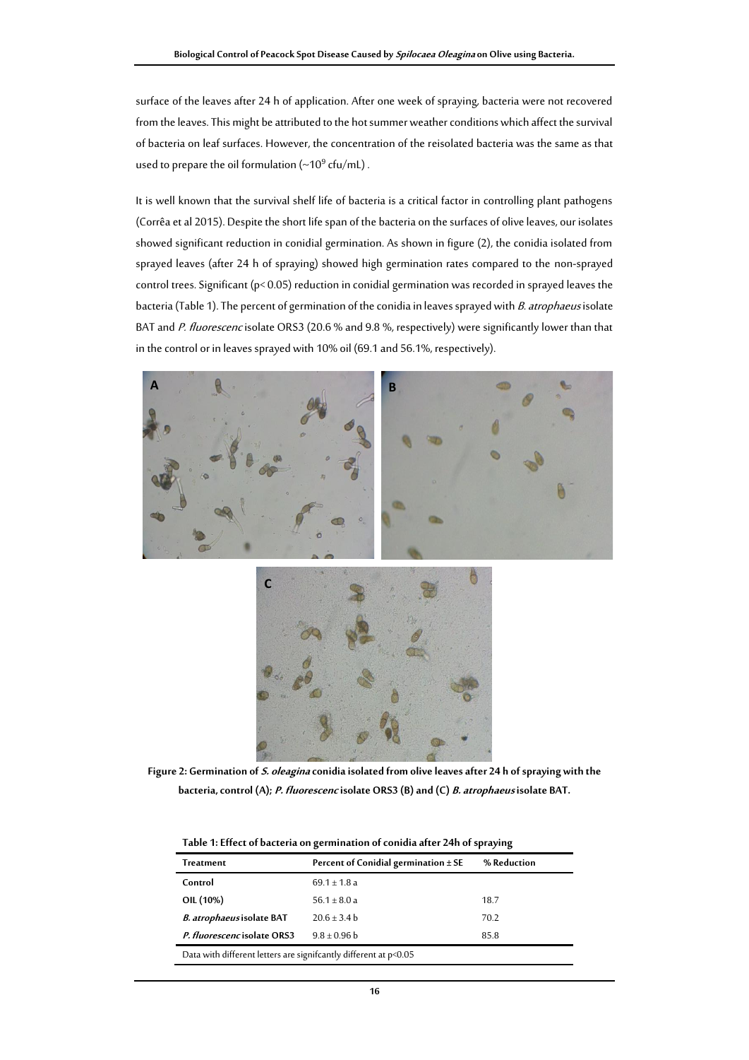surface of the leaves after 24 h of application. After one week of spraying, bacteria were not recovered from the leaves. This might be attributed to the hot summer weather conditions which affect the survival of bacteria on leaf surfaces. However, the concentration of the reisolated bacteria was the same as that used to prepare the oil formulation (~$10^9$ cfu/mL) .

It is well known that the survival shelf life of bacteria is a critical factor in controlling plant pathogens (Corrêa et al 2015). Despite the short life span of the bacteria on the surfaces of olive leaves, our isolates showed significant reduction in conidial germination. As shown in figure (2), the conidia isolated from sprayed leaves (after 24 h of spraying) showed high germination rates compared to the non-sprayed control trees. Significant ($p < 0.05$) reduction in conidial germination was recorded in sprayed leaves the bacteria (Table 1). The percent of germination of the conidia in leaves sprayed with *B. atrophaeus* isolate BAT and *P. fluorescenc* isolate ORS3 (20.6 % and 9.8 %, respectively) were significantly lower than that in the control or in leaves sprayed with 10% oil (69.1 and 56.1%, respectively).

**Figure 2: Germination of *S. oleagina* conidia isolated from olive leaves after 24 h of spraying with the bacteria, control (A); *P. fluorescenc* isolate ORS3 (B) and (C) *B. atrophaeus* isolate BAT.**

**Table 1: Effect of bacteria on germination of conidia after 24h of spraying**

| Treatment | Percent of Conidial germination ± SE | % Reduction |
|---|---|---|
| **Control** | 69.1 ± 1.8 a | |
| **OIL (10%)** | 56.1 ± 8.0 a | 18.7 |
| ***B. atrophaeus* isolate BAT** | 20.6 ± 3.4 b | 70.2 |
| ***P. fluorescenc* isolate ORS3** | 9.8 ± 0.96 b | 85.8 |

Data with different letters are signifcantly different at $p<0.05$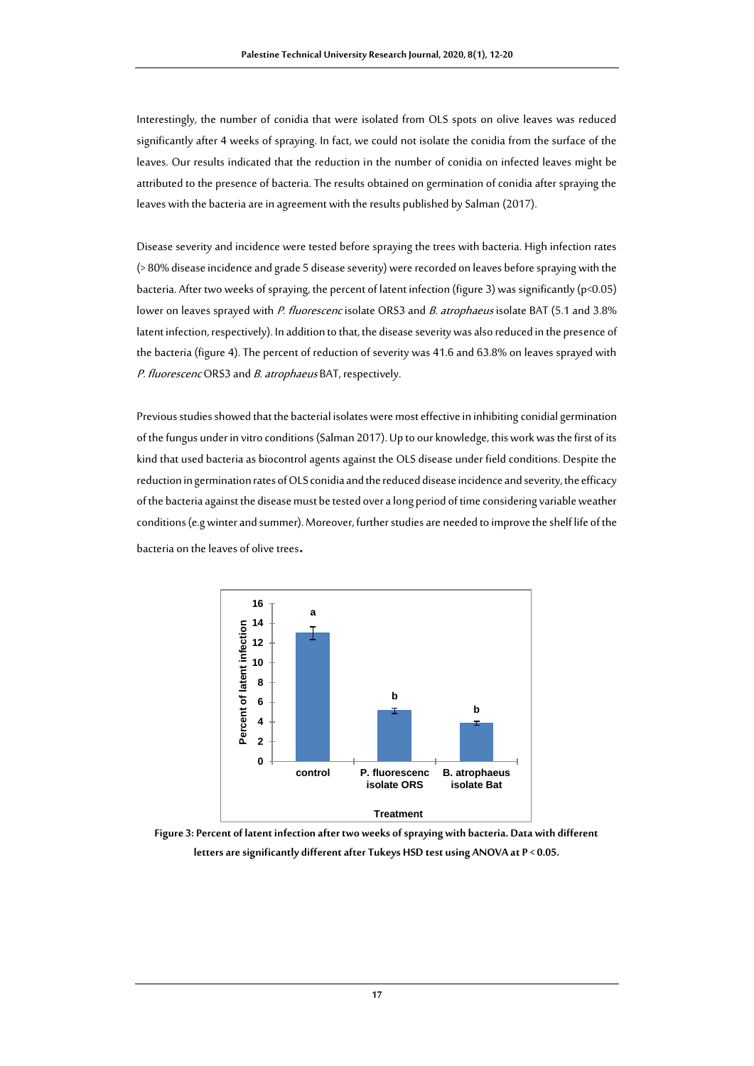Interestingly, the number of conidia that were isolated from OLS spots on olive leaves was reduced significantly after 4 weeks of spraying. In fact, we could not isolate the conidia from the surface of the leaves. Our results indicated that the reduction in the number of conidia on infected leaves might be attributed to the presence of bacteria. The results obtained on germination of conidia after spraying the leaves with the bacteria are in agreement with the results published by Salman (2017).

Disease severity and incidence were tested before spraying the trees with bacteria. High infection rates (> 80% disease incidence and grade 5 disease severity) were recorded on leaves before spraying with the bacteria. After two weeks of spraying, the percent of latent infection (figure 3) was significantly ($p<0.05$) lower on leaves sprayed with *P. fluorescenc* isolate ORS3 and *B. atrophaeus* isolate BAT (5.1 and 3.8% latent infection, respectively). In addition to that, the disease severity was also reduced in the presence of the bacteria (figure 4). The percent of reduction of severity was 41.6 and 63.8% on leaves sprayed with *P. fluorescenc* ORS3 and *B. atrophaeus* BAT, respectively.

Previous studies showed that the bacterial isolates were most effective in inhibiting conidial germination of the fungus under in vitro conditions (Salman 2017). Up to our knowledge, this work was the first of its kind that used bacteria as biocontrol agents against the OLS disease under field conditions. Despite the reduction in germination rates of OLS conidia and the reduced disease incidence and severity, the efficacy of the bacteria against the disease must be tested over a long period of time considering variable weather conditions (e.g winter and summer). Moreover, further studies are needed to improve the shelf life of the bacteria on the leaves of olive trees.

**Figure 3: Percent of latent infection after two weeks of spraying with bacteria. Data with different letters are significantly different after Tukeys HSD test using ANOVA at P < 0.05.**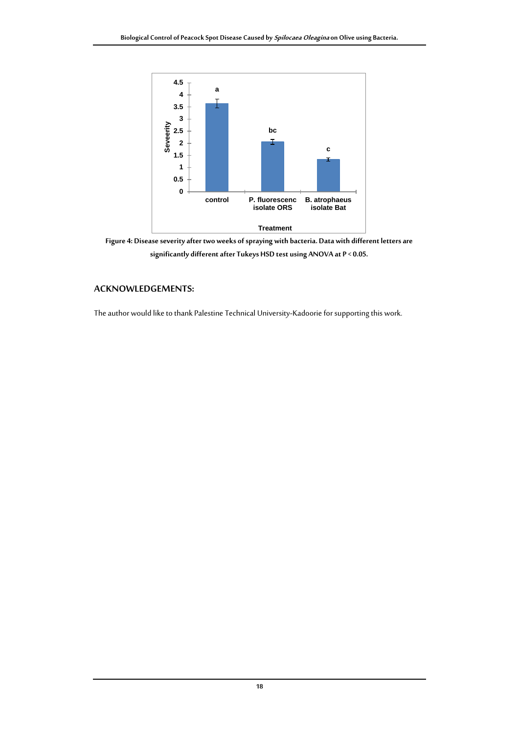| Treatment | Seveerity | Significance group |
|---|---|---|
| control | ~3.65 | a |
| P. fluorescenc isolate ORS | ~2.07 | bc |
| B. atrophaeus isolate Bat | ~1.35 | c |

**Figure 4: Disease severity after two weeks of spraying with bacteria. Data with different letters are significantly different after Tukeys HSD test using ANOVA at P < 0.05.**

## ACKNOWLEDGEMENTS:

The author would like to thank Palestine Technical University-Kadoorie for supporting this work.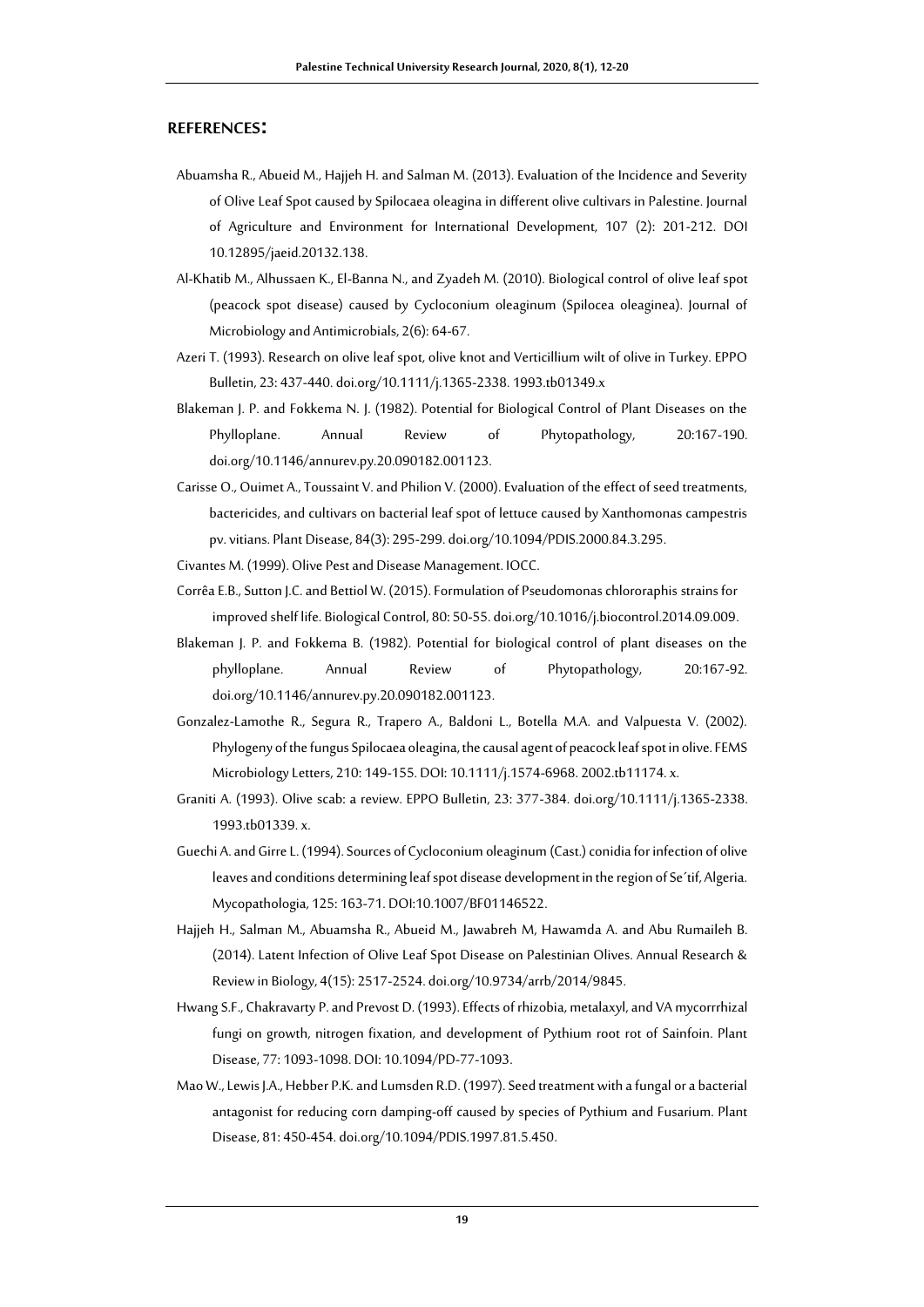## REFERENCES:

Abuamsha R., Abueid M., Hajjeh H. and Salman M. (2013). Evaluation of the Incidence and Severity of Olive Leaf Spot caused by Spilocaea oleagina in different olive cultivars in Palestine. Journal of Agriculture and Environment for International Development, 107 (2): 201-212. DOI 10.12895/jaeid.20132.138.

Al-Khatib M., Alhussaen K., El-Banna N., and Zyadeh M. (2010). Biological control of olive leaf spot (peacock spot disease) caused by Cycloconium oleaginum (Spilocea oleaginea). Journal of Microbiology and Antimicrobials, 2(6): 64-67.

Azeri T. (1993). Research on olive leaf spot, olive knot and Verticillium wilt of olive in Turkey. EPPO Bulletin, 23: 437-440. doi.org/10.1111/j.1365-2338. 1993.tb01349.x

Blakeman J. P. and Fokkema N. J. (1982). Potential for Biological Control of Plant Diseases on the Phylloplane. Annual Review of Phytopathology, 20:167-190. doi.org/10.1146/annurev.py.20.090182.001123.

Carisse O., Ouimet A., Toussaint V. and Philion V. (2000). Evaluation of the effect of seed treatments, bactericides, and cultivars on bacterial leaf spot of lettuce caused by Xanthomonas campestris pv. vitians. Plant Disease, 84(3): 295-299. doi.org/10.1094/PDIS.2000.84.3.295.

Civantes M. (1999). Olive Pest and Disease Management. IOCC.

Corrêa E.B., Sutton J.C. and Bettiol W. (2015). Formulation of Pseudomonas chlororaphis strains for improved shelf life. Biological Control, 80: 50-55. doi.org/10.1016/j.biocontrol.2014.09.009.

Blakeman J. P. and Fokkema B. (1982). Potential for biological control of plant diseases on the phylloplane. Annual Review of Phytopathology, 20:167-92. doi.org/10.1146/annurev.py.20.090182.001123.

Gonzalez-Lamothe R., Segura R., Trapero A., Baldoni L., Botella M.A. and Valpuesta V. (2002). Phylogeny of the fungus Spilocaea oleagina, the causal agent of peacock leaf spot in olive. FEMS Microbiology Letters, 210: 149-155. DOI: 10.1111/j.1574-6968. 2002.tb11174. x.

Graniti A. (1993). Olive scab: a review. EPPO Bulletin, 23: 377-384. doi.org/10.1111/j.1365-2338. 1993.tb01339. x.

Guechi A. and Girre L. (1994). Sources of Cycloconium oleaginum (Cast.) conidia for infection of olive leaves and conditions determining leaf spot disease development in the region of Se´tif, Algeria. Mycopathologia, 125: 163-71. DOI:10.1007/BF01146522.

Hajjeh H., Salman M., Abuamsha R., Abueid M., Jawabreh M, Hawamda A. and Abu Rumaileh B. (2014). Latent Infection of Olive Leaf Spot Disease on Palestinian Olives. Annual Research & Review in Biology, 4(15): 2517-2524. doi.org/10.9734/arrb/2014/9845.

Hwang S.F., Chakravarty P. and Prevost D. (1993). Effects of rhizobia, metalaxyl, and VA mycorrrhizal fungi on growth, nitrogen fixation, and development of Pythium root rot of Sainfoin. Plant Disease, 77: 1093-1098. DOI: 10.1094/PD-77-1093.

Mao W., Lewis J.A., Hebber P.K. and Lumsden R.D. (1997). Seed treatment with a fungal or a bacterial antagonist for reducing corn damping-off caused by species of Pythium and Fusarium. Plant Disease, 81: 450-454. doi.org/10.1094/PDIS.1997.81.5.450.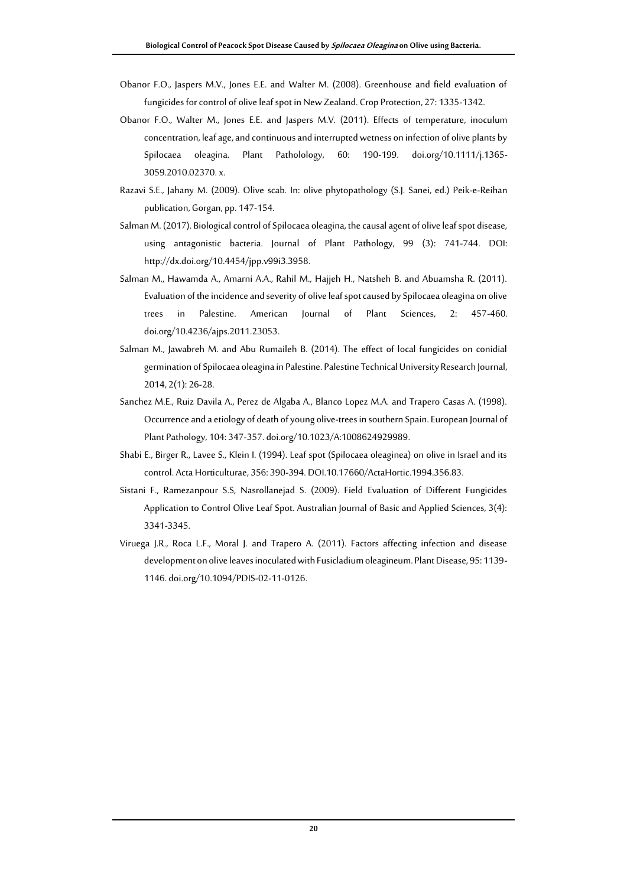Obanor F.O., Jaspers M.V., Jones E.E. and Walter M. (2008). Greenhouse and field evaluation of fungicides for control of olive leaf spot in New Zealand. Crop Protection, 27: 1335-1342.

Obanor F.O., Walter M., Jones E.E. and Jaspers M.V. (2011). Effects of temperature, inoculum concentration, leaf age, and continuous and interrupted wetness on infection of olive plants by Spilocaea oleagina. Plant Patholology, 60: 190-199. doi.org/10.1111/j.1365-3059.2010.02370. x.

Razavi S.E., Jahany M. (2009). Olive scab. In: olive phytopathology (S.J. Sanei, ed.) Peik-e-Reihan publication, Gorgan, pp. 147-154.

Salman M. (2017). Biological control of Spilocaea oleagina, the causal agent of olive leaf spot disease, using antagonistic bacteria. Journal of Plant Pathology, 99 (3): 741-744. DOI: http://dx.doi.org/10.4454/jpp.v99i3.3958.

Salman M., Hawamda A., Amarni A.A., Rahil M., Hajjeh H., Natsheh B. and Abuamsha R. (2011). Evaluation of the incidence and severity of olive leaf spot caused by Spilocaea oleagina on olive trees in Palestine. American Journal of Plant Sciences, 2: 457-460. doi.org/10.4236/ajps.2011.23053.

Salman M., Jawabreh M. and Abu Rumaileh B. (2014). The effect of local fungicides on conidial germination of Spilocaea oleagina in Palestine. Palestine Technical University Research Journal, 2014, 2(1): 26-28.

Sanchez M.E., Ruiz Davila A., Perez de Algaba A., Blanco Lopez M.A. and Trapero Casas A. (1998). Occurrence and a etiology of death of young olive-trees in southern Spain. European Journal of Plant Pathology, 104: 347-357. doi.org/10.1023/A:1008624929989.

Shabi E., Birger R., Lavee S., Klein I. (1994). Leaf spot (Spilocaea oleaginea) on olive in Israel and its control. Acta Horticulturae, 356: 390-394. DOI.10.17660/ActaHortic.1994.356.83.

Sistani F., Ramezanpour S.S, Nasrollanejad S. (2009). Field Evaluation of Different Fungicides Application to Control Olive Leaf Spot. Australian Journal of Basic and Applied Sciences, 3(4): 3341-3345.

Viruega J.R., Roca L.F., Moral J. and Trapero A. (2011). Factors affecting infection and disease development on olive leaves inoculated with Fusicladium oleagineum. Plant Disease, 95: 1139-1146. doi.org/10.1094/PDIS-02-11-0126.